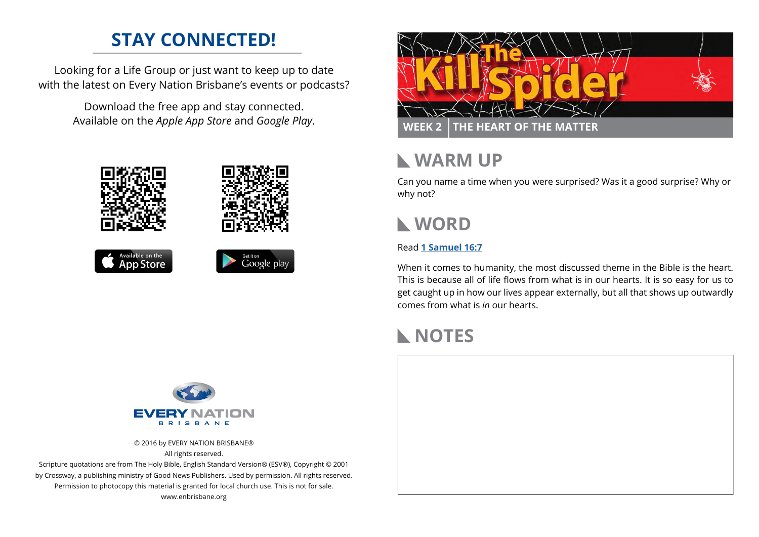## STAY CONNECTED!

Looking for a Life Group or just want to keep up to date with the latest on Every Nation Brisbane's events or podcasts?

Download the free app and stay connected. Available on the *Apple App Store* and *Google Play*.

© 2016 by EVERY NATION BRISBANE®
All rights reserved.
Scripture quotations are from The Holy Bible, English Standard Version® (ESV®), Copyright © 2001 by Crossway, a publishing ministry of Good News Publishers. Used by permission. All rights reserved.
Permission to photocopy this material is granted for local church use. This is not for sale.
www.enbrisbane.org

# The Kill Spider

**WEEK 2 | THE HEART OF THE MATTER**

## WARM UP

Can you name a time when you were surprised? Was it a good surprise? Why or why not?

## WORD

Read **1 Samuel 16:7**

When it comes to humanity, the most discussed theme in the Bible is the heart. This is because all of life flows from what is in our hearts. It is so easy for us to get caught up in how our lives appear externally, but all that shows up outwardly comes from what is *in* our hearts.

## NOTES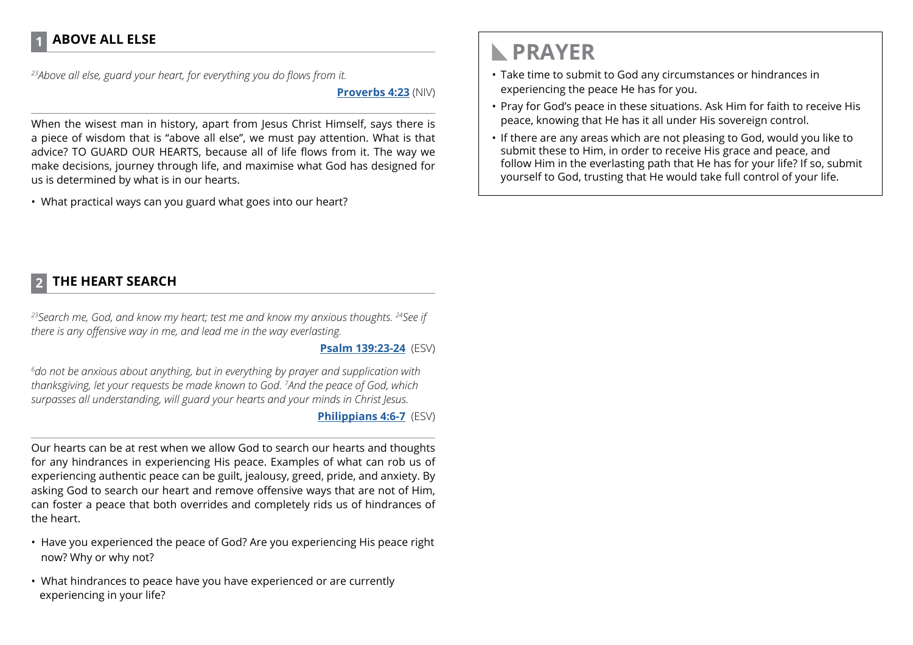## 1 ABOVE ALL ELSE

*[23]Above all else, guard your heart, for everything you do flows from it.*

**Proverbs 4:23** (NIV)

When the wisest man in history, apart from Jesus Christ Himself, says there is a piece of wisdom that is "above all else", we must pay attention. What is that advice? TO GUARD OUR HEARTS, because all of life flows from it. The way we make decisions, journey through life, and maximise what God has designed for us is determined by what is in our hearts.

- What practical ways can you guard what goes into our heart?

## 2 THE HEART SEARCH

*[23]Search me, God, and know my heart; test me and know my anxious thoughts. [24]See if there is any offensive way in me, and lead me in the way everlasting.*

**Psalm 139:23-24** (ESV)

*[6]do not be anxious about anything, but in everything by prayer and supplication with thanksgiving, let your requests be made known to God. [7]And the peace of God, which surpasses all understanding, will guard your hearts and your minds in Christ Jesus.*

**Philippians 4:6-7** (ESV)

Our hearts can be at rest when we allow God to search our hearts and thoughts for any hindrances in experiencing His peace. Examples of what can rob us of experiencing authentic peace can be guilt, jealousy, greed, pride, and anxiety. By asking God to search our heart and remove offensive ways that are not of Him, can foster a peace that both overrides and completely rids us of hindrances of the heart.

- Have you experienced the peace of God? Are you experiencing His peace right now? Why or why not?
- What hindrances to peace have you have experienced or are currently experiencing in your life?

## PRAYER

- Take time to submit to God any circumstances or hindrances in experiencing the peace He has for you.
- Pray for God's peace in these situations. Ask Him for faith to receive His peace, knowing that He has it all under His sovereign control.
- If there are any areas which are not pleasing to God, would you like to submit these to Him, in order to receive His grace and peace, and follow Him in the everlasting path that He has for your life? If so, submit yourself to God, trusting that He would take full control of your life.